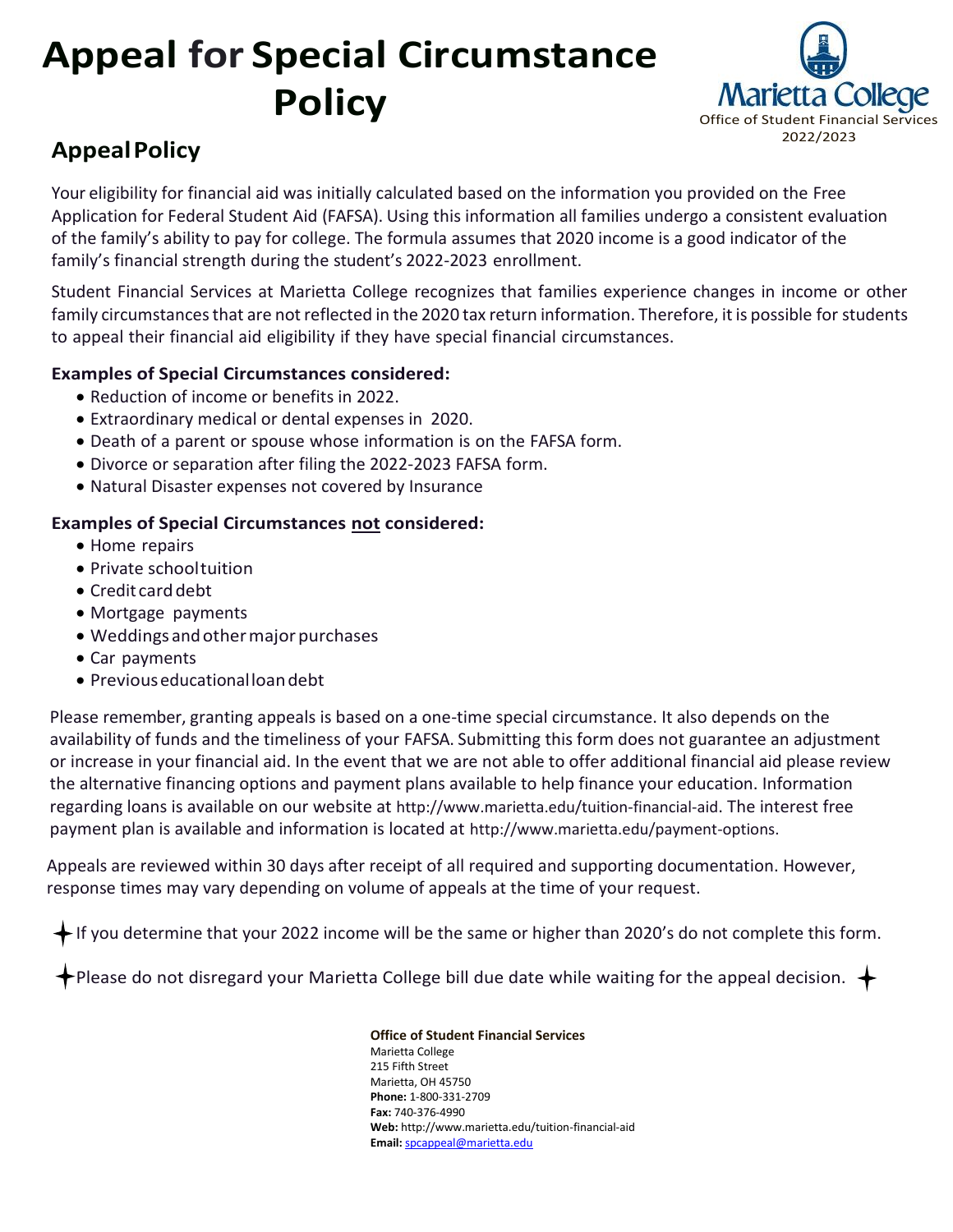# Appeal for Special Circumstance Policy

Marietta College
Office of Student Financial Services
2022/2023

## Appeal Policy

Your eligibility for financial aid was initially calculated based on the information you provided on the Free Application for Federal Student Aid (FAFSA). Using this information all families undergo a consistent evaluation of the family's ability to pay for college. The formula assumes that 2020 income is a good indicator of the family's financial strength during the student's 2022-2023 enrollment.

Student Financial Services at Marietta College recognizes that families experience changes in income or other family circumstances that are not reflected in the 2020 tax return information. Therefore, it is possible for students to appeal their financial aid eligibility if they have special financial circumstances.

**Examples of Special Circumstances considered:**

- Reduction of income or benefits in 2022.
- Extraordinary medical or dental expenses in 2020.
- Death of a parent or spouse whose information is on the FAFSA form.
- Divorce or separation after filing the 2022-2023 FAFSA form.
- Natural Disaster expenses not covered by Insurance

**Examples of Special Circumstances <u>not</u> considered:**

- Home repairs
- Private school tuition
- Credit card debt
- Mortgage payments
- Weddings and other major purchases
- Car payments
- Previous educational loan debt

Please remember, granting appeals is based on a one-time special circumstance. It also depends on the availability of funds and the timeliness of your FAFSA. Submitting this form does not guarantee an adjustment or increase in your financial aid. In the event that we are not able to offer additional financial aid please review the alternative financing options and payment plans available to help finance your education. Information regarding loans is available on our website at http://www.marietta.edu/tuition-financial-aid. The interest free payment plan is available and information is located at http://www.marietta.edu/payment-options.

Appeals are reviewed within 30 days after receipt of all required and supporting documentation. However, response times may vary depending on volume of appeals at the time of your request.

✦ If you determine that your 2022 income will be the same or higher than 2020's do not complete this form.

✦ Please do not disregard your Marietta College bill due date while waiting for the appeal decision. ✦

**Office of Student Financial Services**
Marietta College
215 Fifth Street
Marietta, OH 45750
**Phone:** 1-800-331-2709
**Fax:** 740-376-4990
**Web:** http://www.marietta.edu/tuition-financial-aid
**Email:** spcappeal@marietta.edu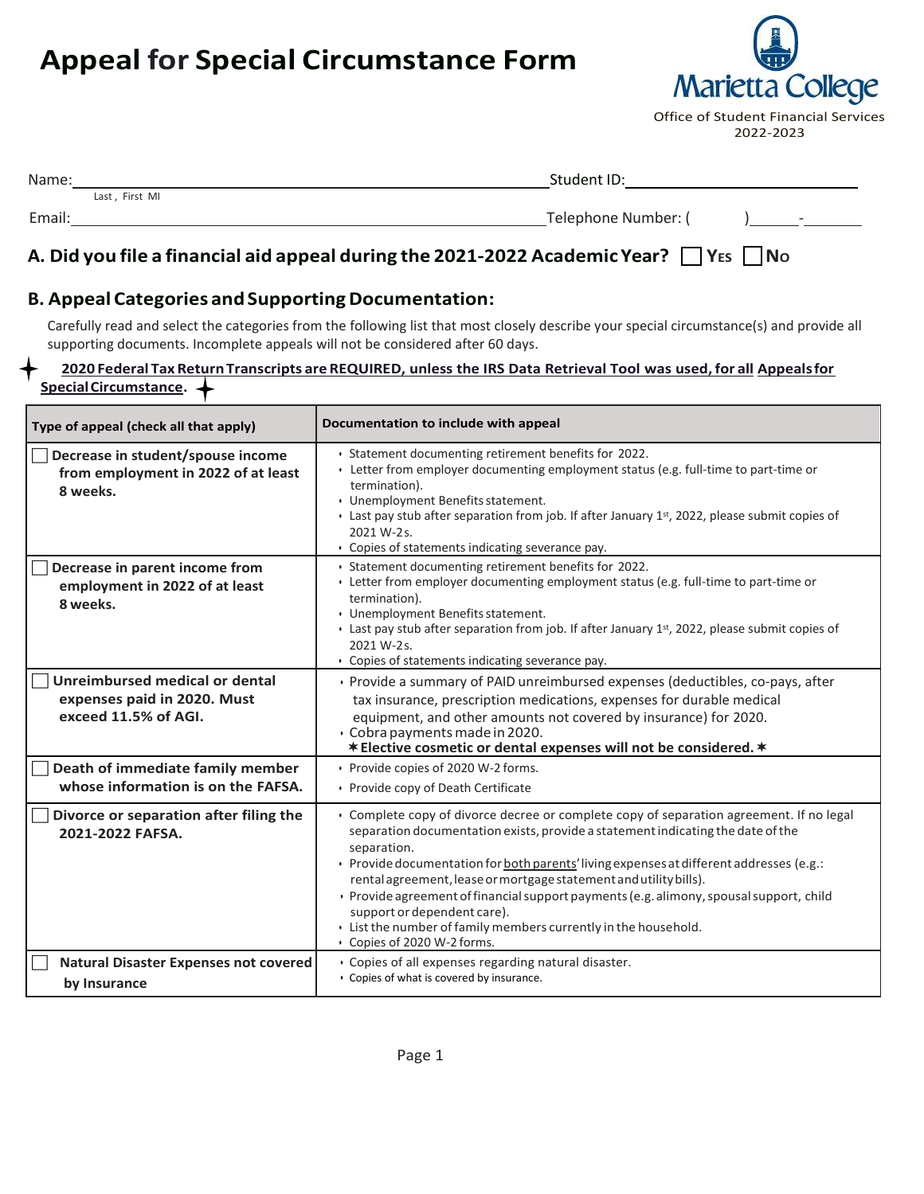# Appeal for Special Circumstance Form

Marietta College

Office of Student Financial Services
2022-2023

Name:\_\_\_\_\_\_\_\_\_\_\_\_\_\_\_\_\_\_\_\_\_\_\_\_\_\_\_\_\_\_ Student ID:\_\_\_\_\_\_\_\_\_\_\_\_\_\_\_\_\_\_\_\_
Last , First MI

Email:\_\_\_\_\_\_\_\_\_\_\_\_\_\_\_\_\_\_\_\_\_\_\_\_\_\_\_\_\_\_ Telephone Number: (      )\_\_\_\_\_-\_\_\_\_\_\_\_

## A. Did you file a financial aid appeal during the 2021-2022 Academic Year? ☐ Yes ☐ No

## B. Appeal Categories and Supporting Documentation:

Carefully read and select the categories from the following list that most closely describe your special circumstance(s) and provide all supporting documents. Incomplete appeals will not be considered after 60 days.

✦ **2020 Federal Tax Return Transcripts are REQUIRED, unless the IRS Data Retrieval Tool was used, for all Appeals for Special Circumstance.** ✦

| Type of appeal (check all that apply) | Documentation to include with appeal |
|---|---|
| ☐ **Decrease in student/spouse income from employment in 2022 of at least 8 weeks.** | • Statement documenting retirement benefits for 2022.<br>• Letter from employer documenting employment status (e.g. full-time to part-time or termination).<br>• Unemployment Benefits statement.<br>• Last pay stub after separation from job. If after January 1st, 2022, please submit copies of 2021 W-2s.<br>• Copies of statements indicating severance pay. |
| ☐ **Decrease in parent income from employment in 2022 of at least 8 weeks.** | • Statement documenting retirement benefits for 2022.<br>• Letter from employer documenting employment status (e.g. full-time to part-time or termination).<br>• Unemployment Benefits statement.<br>• Last pay stub after separation from job. If after January 1st, 2022, please submit copies of 2021 W-2s.<br>• Copies of statements indicating severance pay. |
| ☐ **Unreimbursed medical or dental expenses paid in 2020. Must exceed 11.5% of AGI.** | • Provide a summary of PAID unreimbursed expenses (deductibles, co-pays, after tax insurance, prescription medications, expenses for durable medical equipment, and other amounts not covered by insurance) for 2020.<br>• Cobra payments made in 2020.<br>**✶Elective cosmetic or dental expenses will not be considered.✶** |
| ☐ **Death of immediate family member whose information is on the FAFSA.** | • Provide copies of 2020 W-2 forms.<br>• Provide copy of Death Certificate |
| ☐ **Divorce or separation after filing the 2021-2022 FAFSA.** | • Complete copy of divorce decree or complete copy of separation agreement. If no legal separation documentation exists, provide a statement indicating the date of the separation.<br>• Provide documentation for both parents' living expenses at different addresses (e.g.: rental agreement, lease or mortgage statement and utility bills).<br>• Provide agreement of financial support payments (e.g. alimony, spousal support, child support or dependent care).<br>• List the number of family members currently in the household.<br>• Copies of 2020 W-2 forms. |
| ☐ **Natural Disaster Expenses not covered by Insurance** | • Copies of all expenses regarding natural disaster.<br>• Copies of what is covered by insurance. |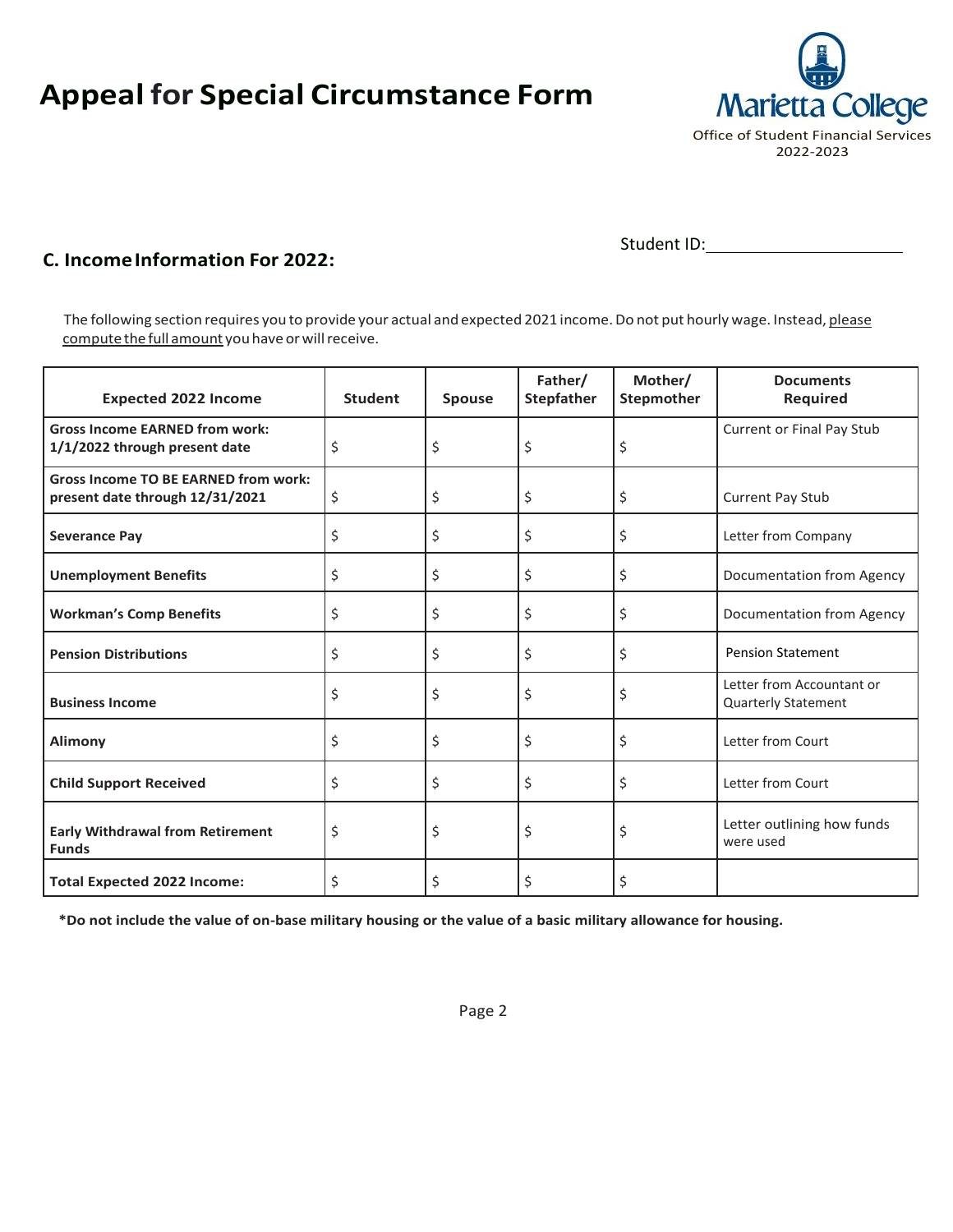# Appeal for Special Circumstance Form

Marietta College
Office of Student Financial Services
2022-2023

Student ID:______________________

## C. Income Information For 2022:

The following section requires you to provide your actual and expected 2021 income. Do not put hourly wage. Instead, please compute the full amount you have or will receive.

| Expected 2022 Income | Student | Spouse | Father/ Stepfather | Mother/ Stepmother | Documents Required |
|---|---|---|---|---|---|
| **Gross Income EARNED from work: 1/1/2022 through present date** | $ | $ | $ | $ | Current or Final Pay Stub |
| **Gross Income TO BE EARNED from work: present date through 12/31/2021** | $ | $ | $ | $ | Current Pay Stub |
| **Severance Pay** | $ | $ | $ | $ | Letter from Company |
| **Unemployment Benefits** | $ | $ | $ | $ | Documentation from Agency |
| **Workman's Comp Benefits** | $ | $ | $ | $ | Documentation from Agency |
| **Pension Distributions** | $ | $ | $ | $ | Pension Statement |
| **Business Income** | $ | $ | $ | $ | Letter from Accountant or Quarterly Statement |
| **Alimony** | $ | $ | $ | $ | Letter from Court |
| **Child Support Received** | $ | $ | $ | $ | Letter from Court |
| **Early Withdrawal from Retirement Funds** | $ | $ | $ | $ | Letter outlining how funds were used |
| **Total Expected 2022 Income:** | $ | $ | $ | $ | |

**\*Do not include the value of on-base military housing or the value of a basic military allowance for housing.**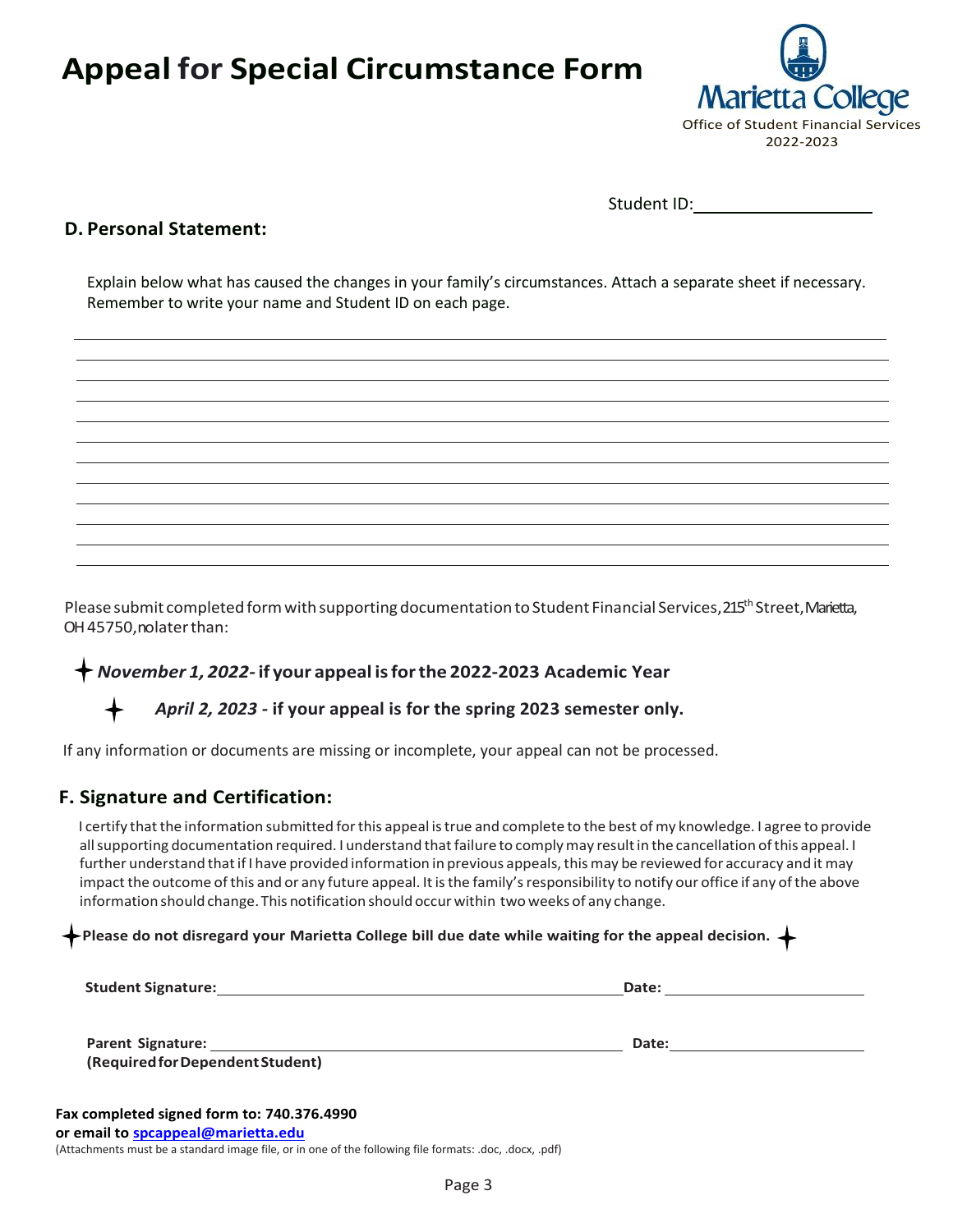# Appeal for Special Circumstance Form

Marietta College
Office of Student Financial Services
2022-2023

Student ID: ____________________

## D. Personal Statement:

Explain below what has caused the changes in your family's circumstances. Attach a separate sheet if necessary. Remember to write your name and Student ID on each page.

________________________________________________________________________________
________________________________________________________________________________
________________________________________________________________________________
________________________________________________________________________________
________________________________________________________________________________
________________________________________________________________________________
________________________________________________________________________________
________________________________________________________________________________
________________________________________________________________________________
________________________________________________________________________________
________________________________________________________________________________
________________________________________________________________________________

Please submit completed form with supporting documentation to Student Financial Services, 215th Street, Marietta, OH 45750, no later than:

- ***November 1, 2022*** **- if your appeal is for the 2022-2023 Academic Year**
- ***April 2, 2023*** **- if your appeal is for the spring 2023 semester only.**

If any information or documents are missing or incomplete, your appeal can not be processed.

## F. Signature and Certification:

I certify that the information submitted for this appeal is true and complete to the best of my knowledge. I agree to provide all supporting documentation required. I understand that failure to comply may result in the cancellation of this appeal. I further understand that if I have provided information in previous appeals, this may be reviewed for accuracy and it may impact the outcome of this and or any future appeal. It is the family's responsibility to notify our office if any of the above information should change. This notification should occur within two weeks of any change.

**Please do not disregard your Marietta College bill due date while waiting for the appeal decision.**

**Student Signature:** ______________________________________ **Date:** ____________________

**Parent Signature:** ______________________________________ **Date:** ____________________
**(Required for Dependent Student)**

**Fax completed signed form to: 740.376.4990**
**or email to spcappeal@marietta.edu**
(Attachments must be a standard image file, or in one of the following file formats: .doc, .docx, .pdf)